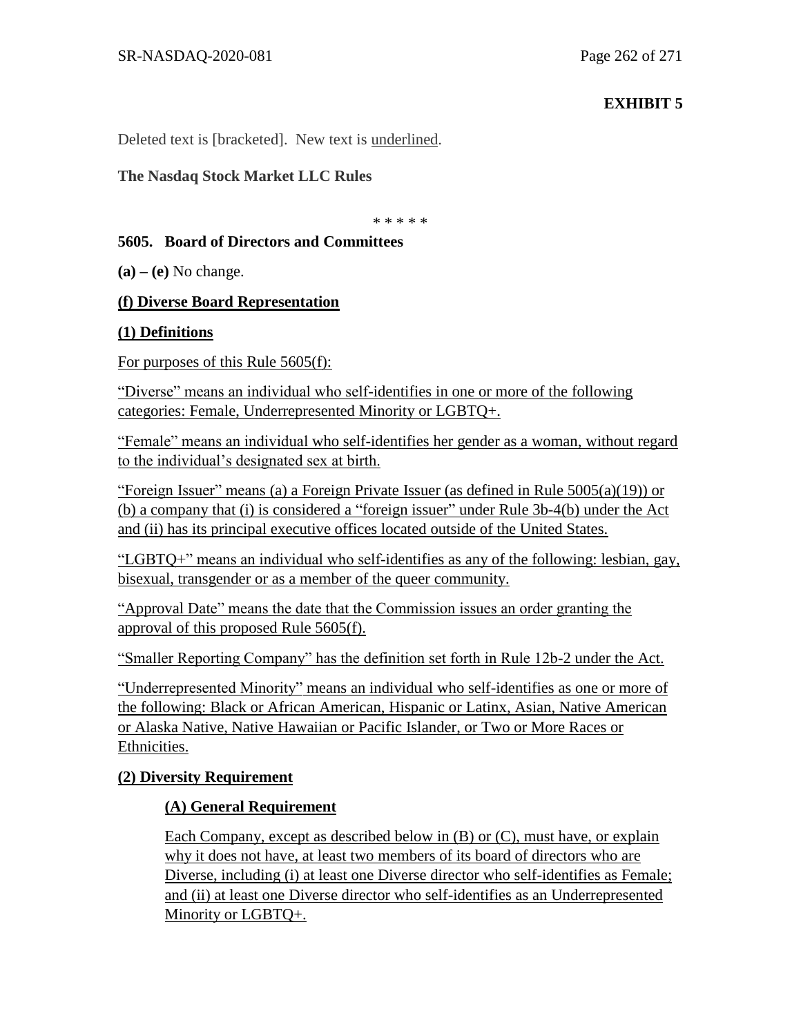**EXHIBIT 5**

Deleted text is [bracketed]. New text is underlined.

**The Nasdaq Stock Market LLC Rules**

\* \* \* \* \*

**5605. Board of Directors and Committees**

**(a) – (e)** No change.

**(f) Diverse Board Representation**

**(1) Definitions**

For purposes of this Rule 5605(f):

"Diverse" means an individual who self-identifies in one or more of the following categories: Female, Underrepresented Minority or LGBTQ+.

"Female" means an individual who self-identifies her gender as a woman, without regard to the individual's designated sex at birth.

"Foreign Issuer" means (a) a Foreign Private Issuer (as defined in Rule 5005(a)(19)) or (b) a company that (i) is considered a "foreign issuer" under Rule 3b-4(b) under the Act and (ii) has its principal executive offices located outside of the United States.

"LGBTQ+" means an individual who self-identifies as any of the following: lesbian, gay, bisexual, transgender or as a member of the queer community.

"Approval Date" means the date that the Commission issues an order granting the approval of this proposed Rule 5605(f).

"Smaller Reporting Company" has the definition set forth in Rule 12b-2 under the Act.

"Underrepresented Minority" means an individual who self-identifies as one or more of the following: Black or African American, Hispanic or Latinx, Asian, Native American or Alaska Native, Native Hawaiian or Pacific Islander, or Two or More Races or Ethnicities.

**(2) Diversity Requirement**

**(A) General Requirement**

Each Company, except as described below in (B) or (C), must have, or explain why it does not have, at least two members of its board of directors who are Diverse, including (i) at least one Diverse director who self-identifies as Female; and (ii) at least one Diverse director who self-identifies as an Underrepresented Minority or LGBTQ+.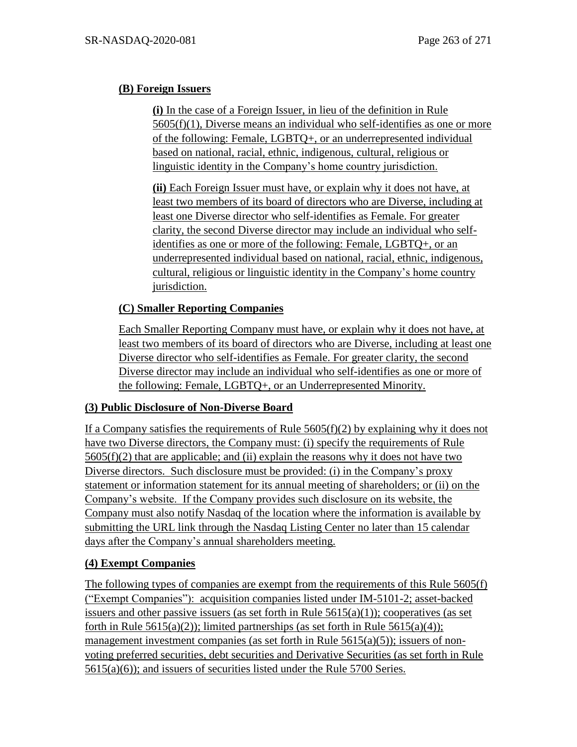**(B) Foreign Issuers**

**(i)** In the case of a Foreign Issuer, in lieu of the definition in Rule 5605(f)(1), Diverse means an individual who self-identifies as one or more of the following: Female, LGBTQ+, or an underrepresented individual based on national, racial, ethnic, indigenous, cultural, religious or linguistic identity in the Company's home country jurisdiction.

**(ii)** Each Foreign Issuer must have, or explain why it does not have, at least two members of its board of directors who are Diverse, including at least one Diverse director who self-identifies as Female. For greater clarity, the second Diverse director may include an individual who self-identifies as one or more of the following: Female, LGBTQ+, or an underrepresented individual based on national, racial, ethnic, indigenous, cultural, religious or linguistic identity in the Company's home country jurisdiction.

**(C) Smaller Reporting Companies**

Each Smaller Reporting Company must have, or explain why it does not have, at least two members of its board of directors who are Diverse, including at least one Diverse director who self-identifies as Female. For greater clarity, the second Diverse director may include an individual who self-identifies as one or more of the following: Female, LGBTQ+, or an Underrepresented Minority.

**(3) Public Disclosure of Non-Diverse Board**

If a Company satisfies the requirements of Rule 5605(f)(2) by explaining why it does not have two Diverse directors, the Company must: (i) specify the requirements of Rule 5605(f)(2) that are applicable; and (ii) explain the reasons why it does not have two Diverse directors. Such disclosure must be provided: (i) in the Company's proxy statement or information statement for its annual meeting of shareholders; or (ii) on the Company's website. If the Company provides such disclosure on its website, the Company must also notify Nasdaq of the location where the information is available by submitting the URL link through the Nasdaq Listing Center no later than 15 calendar days after the Company's annual shareholders meeting.

**(4) Exempt Companies**

The following types of companies are exempt from the requirements of this Rule 5605(f) ("Exempt Companies"): acquisition companies listed under IM-5101-2; asset-backed issuers and other passive issuers (as set forth in Rule 5615(a)(1)); cooperatives (as set forth in Rule 5615(a)(2)); limited partnerships (as set forth in Rule 5615(a)(4)); management investment companies (as set forth in Rule 5615(a)(5)); issuers of non-voting preferred securities, debt securities and Derivative Securities (as set forth in Rule 5615(a)(6)); and issuers of securities listed under the Rule 5700 Series.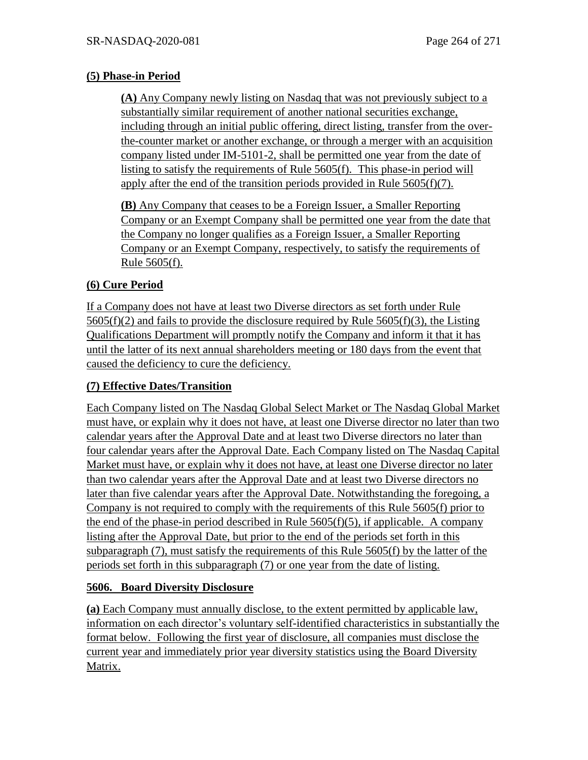**(5) Phase-in Period**

**(A)** Any Company newly listing on Nasdaq that was not previously subject to a substantially similar requirement of another national securities exchange, including through an initial public offering, direct listing, transfer from the over-the-counter market or another exchange, or through a merger with an acquisition company listed under IM-5101-2, shall be permitted one year from the date of listing to satisfy the requirements of Rule 5605(f). This phase-in period will apply after the end of the transition periods provided in Rule 5605(f)(7).

**(B)** Any Company that ceases to be a Foreign Issuer, a Smaller Reporting Company or an Exempt Company shall be permitted one year from the date that the Company no longer qualifies as a Foreign Issuer, a Smaller Reporting Company or an Exempt Company, respectively, to satisfy the requirements of Rule 5605(f).

**(6) Cure Period**

If a Company does not have at least two Diverse directors as set forth under Rule 5605(f)(2) and fails to provide the disclosure required by Rule 5605(f)(3), the Listing Qualifications Department will promptly notify the Company and inform it that it has until the latter of its next annual shareholders meeting or 180 days from the event that caused the deficiency to cure the deficiency.

**(7) Effective Dates/Transition**

Each Company listed on The Nasdaq Global Select Market or The Nasdaq Global Market must have, or explain why it does not have, at least one Diverse director no later than two calendar years after the Approval Date and at least two Diverse directors no later than four calendar years after the Approval Date. Each Company listed on The Nasdaq Capital Market must have, or explain why it does not have, at least one Diverse director no later than two calendar years after the Approval Date and at least two Diverse directors no later than five calendar years after the Approval Date. Notwithstanding the foregoing, a Company is not required to comply with the requirements of this Rule 5605(f) prior to the end of the phase-in period described in Rule 5605(f)(5), if applicable. A company listing after the Approval Date, but prior to the end of the periods set forth in this subparagraph (7), must satisfy the requirements of this Rule 5605(f) by the latter of the periods set forth in this subparagraph (7) or one year from the date of listing.

**5606. Board Diversity Disclosure**

**(a)** Each Company must annually disclose, to the extent permitted by applicable law, information on each director's voluntary self-identified characteristics in substantially the format below. Following the first year of disclosure, all companies must disclose the current year and immediately prior year diversity statistics using the Board Diversity Matrix.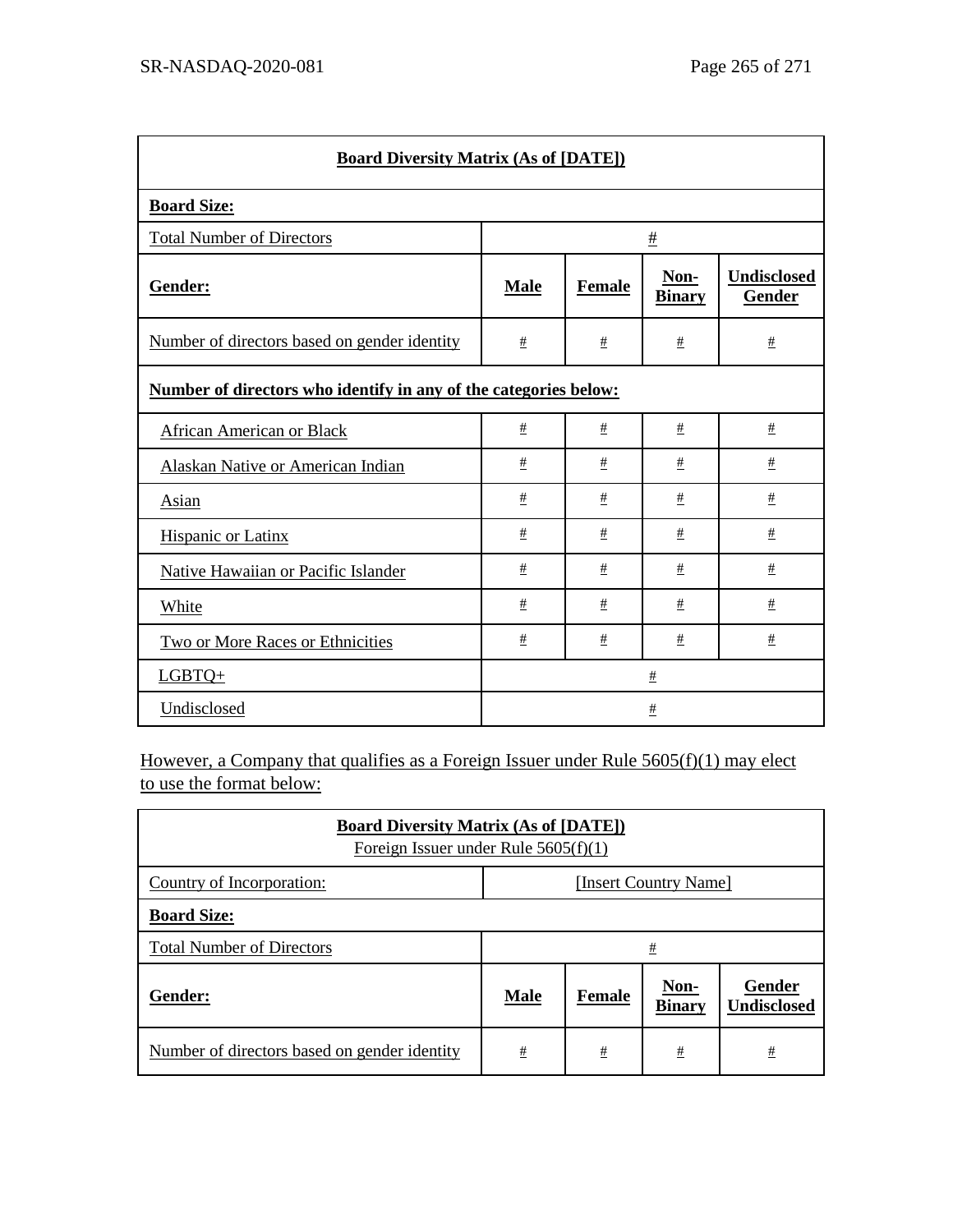| **Board Diversity Matrix (As of [DATE])** | | | | |
|---|---|---|---|---|
| **Board Size:** | | | | |
| Total Number of Directors | # | | | |
| **Gender:** | **Male** | **Female** | **Non-Binary** | **Undisclosed Gender** |
| Number of directors based on gender identity | # | # | # | # |
| **Number of directors who identify in any of the categories below:** | | | | |
| African American or Black | # | # | # | # |
| Alaskan Native or American Indian | # | # | # | # |
| Asian | # | # | # | # |
| Hispanic or Latinx | # | # | # | # |
| Native Hawaiian or Pacific Islander | # | # | # | # |
| White | # | # | # | # |
| Two or More Races or Ethnicities | # | # | # | # |
| LGBTQ+ | # | | | |
| Undisclosed | # | | | |

However, a Company that qualifies as a Foreign Issuer under Rule 5605(f)(1) may elect to use the format below:

| **Board Diversity Matrix (As of [DATE])** Foreign Issuer under Rule 5605(f)(1) | | | | |
|---|---|---|---|---|
| Country of Incorporation: | [Insert Country Name] | | | |
| **Board Size:** | | | | |
| Total Number of Directors | # | | | |
| **Gender:** | **Male** | **Female** | **Non-Binary** | **Gender Undisclosed** |
| Number of directors based on gender identity | # | # | # | # |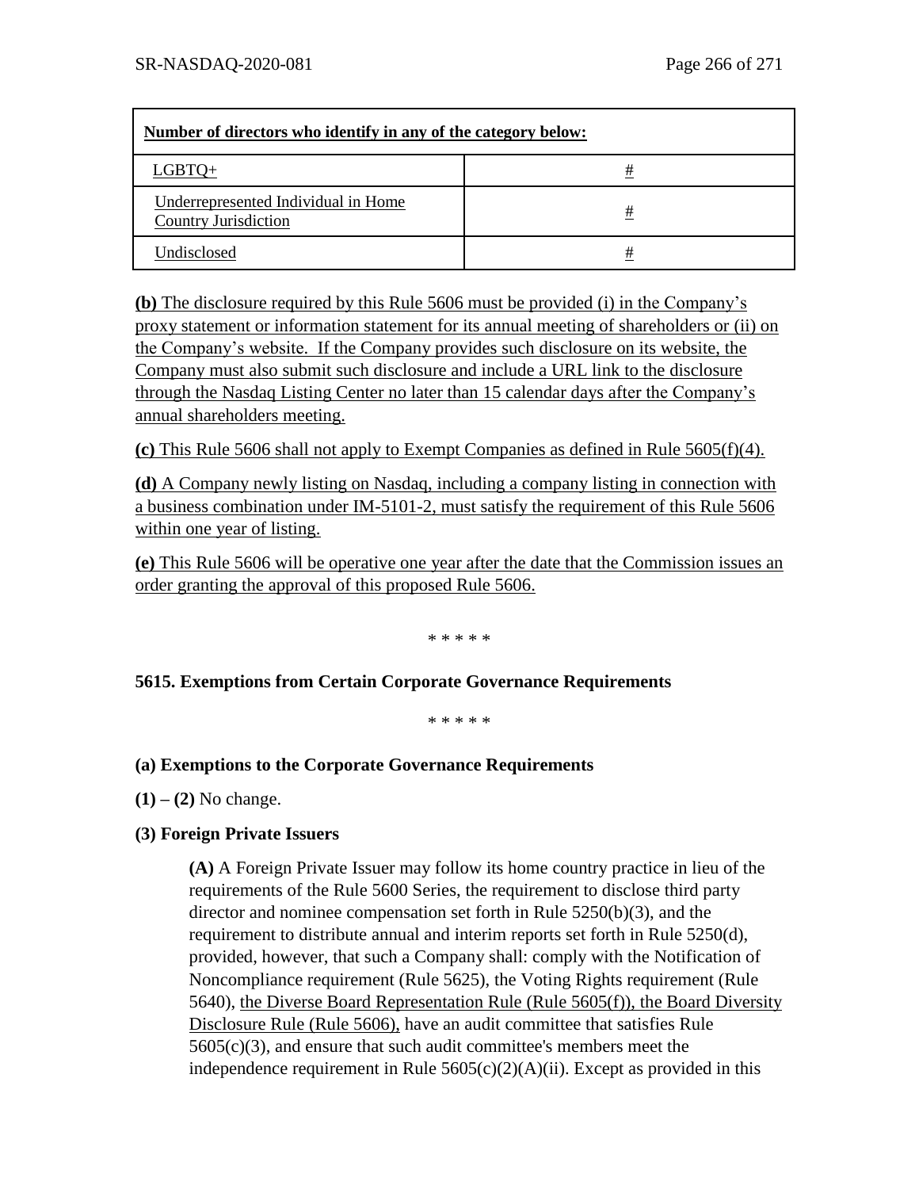| Number of directors who identify in any of the category below: | |
|---|---|
| LGBTQ+ | # |
| Underrepresented Individual in Home Country Jurisdiction | # |
| Undisclosed | # |

**(b)** The disclosure required by this Rule 5606 must be provided (i) in the Company's proxy statement or information statement for its annual meeting of shareholders or (ii) on the Company's website. If the Company provides such disclosure on its website, the Company must also submit such disclosure and include a URL link to the disclosure through the Nasdaq Listing Center no later than 15 calendar days after the Company's annual shareholders meeting.

**(c)** This Rule 5606 shall not apply to Exempt Companies as defined in Rule 5605(f)(4).

**(d)** A Company newly listing on Nasdaq, including a company listing in connection with a business combination under IM-5101-2, must satisfy the requirement of this Rule 5606 within one year of listing.

**(e)** This Rule 5606 will be operative one year after the date that the Commission issues an order granting the approval of this proposed Rule 5606.

\* \* \* \* \*

**5615. Exemptions from Certain Corporate Governance Requirements**

\* \* \* \* \*

**(a) Exemptions to the Corporate Governance Requirements**

**(1) – (2)** No change.

**(3) Foreign Private Issuers**

**(A)** A Foreign Private Issuer may follow its home country practice in lieu of the requirements of the Rule 5600 Series, the requirement to disclose third party director and nominee compensation set forth in Rule 5250(b)(3), and the requirement to distribute annual and interim reports set forth in Rule 5250(d), provided, however, that such a Company shall: comply with the Notification of Noncompliance requirement (Rule 5625), the Voting Rights requirement (Rule 5640), the Diverse Board Representation Rule (Rule 5605(f)), the Board Diversity Disclosure Rule (Rule 5606), have an audit committee that satisfies Rule 5605(c)(3), and ensure that such audit committee's members meet the independence requirement in Rule 5605(c)(2)(A)(ii). Except as provided in this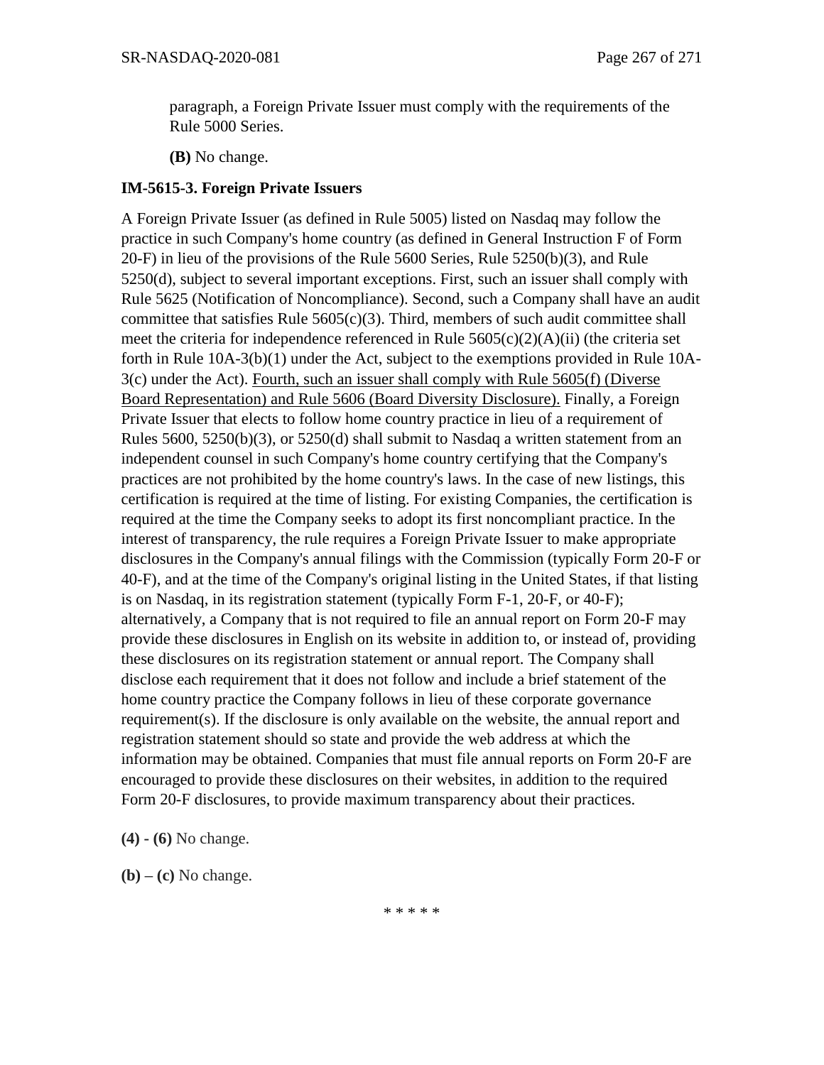paragraph, a Foreign Private Issuer must comply with the requirements of the Rule 5000 Series.

**(B)** No change.

**IM-5615-3. Foreign Private Issuers**

A Foreign Private Issuer (as defined in Rule 5005) listed on Nasdaq may follow the practice in such Company's home country (as defined in General Instruction F of Form 20-F) in lieu of the provisions of the Rule 5600 Series, Rule 5250(b)(3), and Rule 5250(d), subject to several important exceptions. First, such an issuer shall comply with Rule 5625 (Notification of Noncompliance). Second, such a Company shall have an audit committee that satisfies Rule 5605(c)(3). Third, members of such audit committee shall meet the criteria for independence referenced in Rule 5605(c)(2)(A)(ii) (the criteria set forth in Rule 10A-3(b)(1) under the Act, subject to the exemptions provided in Rule 10A-3(c) under the Act). <u>Fourth, such an issuer shall comply with Rule 5605(f) (Diverse Board Representation) and Rule 5606 (Board Diversity Disclosure).</u> Finally, a Foreign Private Issuer that elects to follow home country practice in lieu of a requirement of Rules 5600, 5250(b)(3), or 5250(d) shall submit to Nasdaq a written statement from an independent counsel in such Company's home country certifying that the Company's practices are not prohibited by the home country's laws. In the case of new listings, this certification is required at the time of listing. For existing Companies, the certification is required at the time the Company seeks to adopt its first noncompliant practice. In the interest of transparency, the rule requires a Foreign Private Issuer to make appropriate disclosures in the Company's annual filings with the Commission (typically Form 20-F or 40-F), and at the time of the Company's original listing in the United States, if that listing is on Nasdaq, in its registration statement (typically Form F-1, 20-F, or 40-F); alternatively, a Company that is not required to file an annual report on Form 20-F may provide these disclosures in English on its website in addition to, or instead of, providing these disclosures on its registration statement or annual report. The Company shall disclose each requirement that it does not follow and include a brief statement of the home country practice the Company follows in lieu of these corporate governance requirement(s). If the disclosure is only available on the website, the annual report and registration statement should so state and provide the web address at which the information may be obtained. Companies that must file annual reports on Form 20-F are encouraged to provide these disclosures on their websites, in addition to the required Form 20-F disclosures, to provide maximum transparency about their practices.

**(4)** - **(6)** No change.

**(b)** – **(c)** No change.

\* \* \* \* \*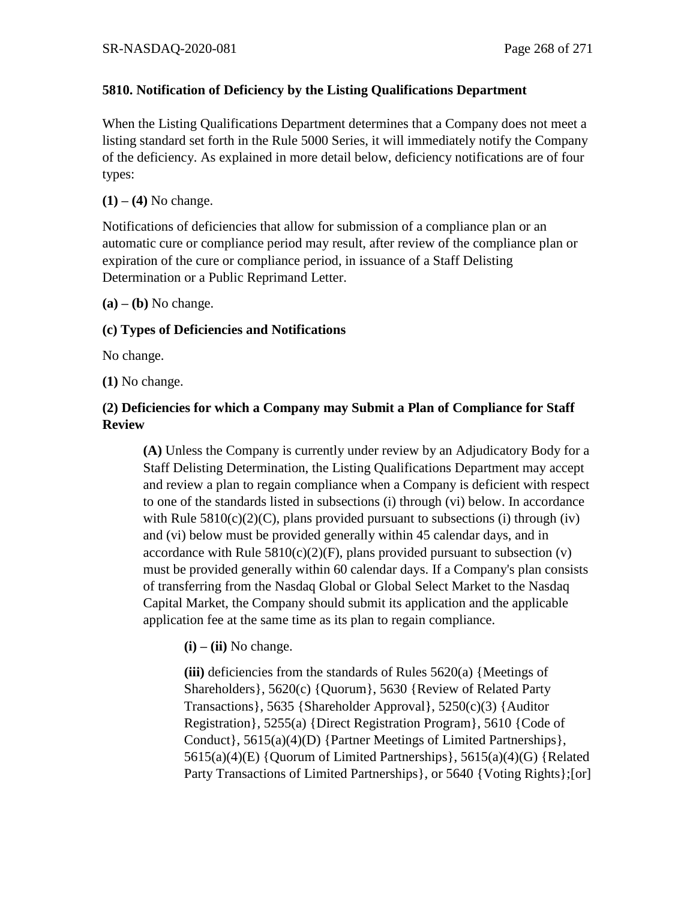**5810. Notification of Deficiency by the Listing Qualifications Department**

When the Listing Qualifications Department determines that a Company does not meet a listing standard set forth in the Rule 5000 Series, it will immediately notify the Company of the deficiency. As explained in more detail below, deficiency notifications are of four types:

**(1) – (4)** No change.

Notifications of deficiencies that allow for submission of a compliance plan or an automatic cure or compliance period may result, after review of the compliance plan or expiration of the cure or compliance period, in issuance of a Staff Delisting Determination or a Public Reprimand Letter.

**(a) – (b)** No change.

**(c) Types of Deficiencies and Notifications**

No change.

**(1)** No change.

**(2) Deficiencies for which a Company may Submit a Plan of Compliance for Staff Review**

> **(A)** Unless the Company is currently under review by an Adjudicatory Body for a Staff Delisting Determination, the Listing Qualifications Department may accept and review a plan to regain compliance when a Company is deficient with respect to one of the standards listed in subsections (i) through (vi) below. In accordance with Rule 5810(c)(2)(C), plans provided pursuant to subsections (i) through (iv) and (vi) below must be provided generally within 45 calendar days, and in accordance with Rule 5810(c)(2)(F), plans provided pursuant to subsection (v) must be provided generally within 60 calendar days. If a Company's plan consists of transferring from the Nasdaq Global or Global Select Market to the Nasdaq Capital Market, the Company should submit its application and the applicable application fee at the same time as its plan to regain compliance.
>
> > **(i) – (ii)** No change.
> >
> > **(iii)** deficiencies from the standards of Rules 5620(a) {Meetings of Shareholders}, 5620(c) {Quorum}, 5630 {Review of Related Party Transactions}, 5635 {Shareholder Approval}, 5250(c)(3) {Auditor Registration}, 5255(a) {Direct Registration Program}, 5610 {Code of Conduct}, 5615(a)(4)(D) {Partner Meetings of Limited Partnerships}, 5615(a)(4)(E) {Quorum of Limited Partnerships}, 5615(a)(4)(G) {Related Party Transactions of Limited Partnerships}, or 5640 {Voting Rights};[or]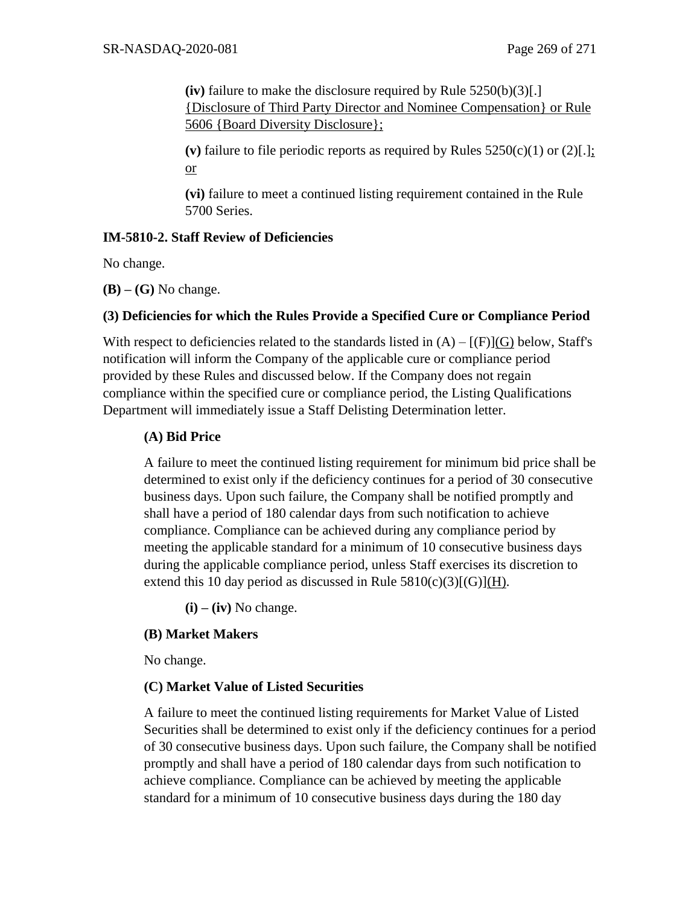**(iv)** failure to make the disclosure required by Rule 5250(b)(3)[.] {Disclosure of Third Party Director and Nominee Compensation} or Rule 5606 {Board Diversity Disclosure};

**(v)** failure to file periodic reports as required by Rules 5250(c)(1) or (2)[.]; or

**(vi)** failure to meet a continued listing requirement contained in the Rule 5700 Series.

**IM-5810-2. Staff Review of Deficiencies**

No change.

**(B) – (G)** No change.

**(3) Deficiencies for which the Rules Provide a Specified Cure or Compliance Period**

With respect to deficiencies related to the standards listed in (A) – [(F)](G) below, Staff's notification will inform the Company of the applicable cure or compliance period provided by these Rules and discussed below. If the Company does not regain compliance within the specified cure or compliance period, the Listing Qualifications Department will immediately issue a Staff Delisting Determination letter.

**(A) Bid Price**

A failure to meet the continued listing requirement for minimum bid price shall be determined to exist only if the deficiency continues for a period of 30 consecutive business days. Upon such failure, the Company shall be notified promptly and shall have a period of 180 calendar days from such notification to achieve compliance. Compliance can be achieved during any compliance period by meeting the applicable standard for a minimum of 10 consecutive business days during the applicable compliance period, unless Staff exercises its discretion to extend this 10 day period as discussed in Rule 5810(c)(3)[(G)](H).

**(i) – (iv)** No change.

**(B) Market Makers**

No change.

**(C) Market Value of Listed Securities**

A failure to meet the continued listing requirements for Market Value of Listed Securities shall be determined to exist only if the deficiency continues for a period of 30 consecutive business days. Upon such failure, the Company shall be notified promptly and shall have a period of 180 calendar days from such notification to achieve compliance. Compliance can be achieved by meeting the applicable standard for a minimum of 10 consecutive business days during the 180 day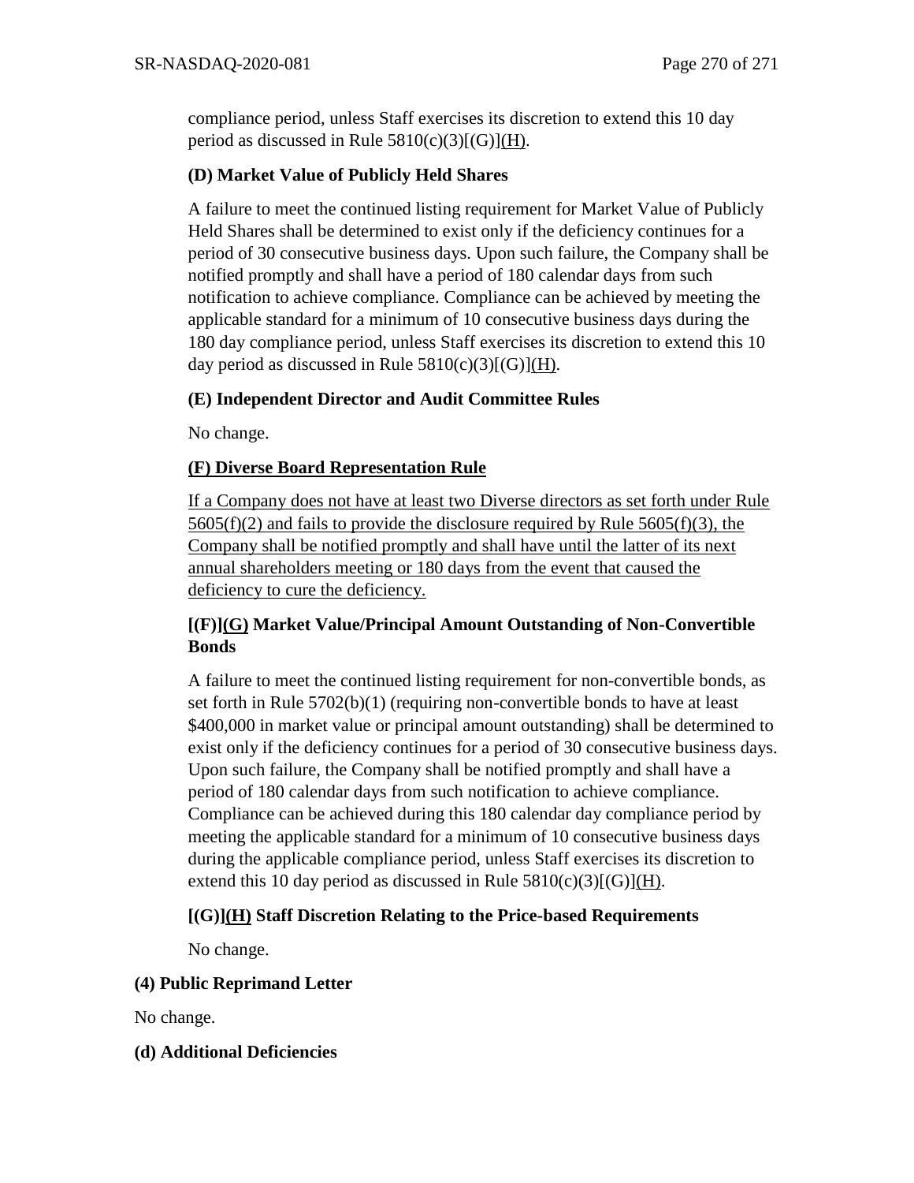compliance period, unless Staff exercises its discretion to extend this 10 day period as discussed in Rule 5810(c)(3)[(G)](H).

**(D) Market Value of Publicly Held Shares**

A failure to meet the continued listing requirement for Market Value of Publicly Held Shares shall be determined to exist only if the deficiency continues for a period of 30 consecutive business days. Upon such failure, the Company shall be notified promptly and shall have a period of 180 calendar days from such notification to achieve compliance. Compliance can be achieved by meeting the applicable standard for a minimum of 10 consecutive business days during the 180 day compliance period, unless Staff exercises its discretion to extend this 10 day period as discussed in Rule 5810(c)(3)[(G)](H).

**(E) Independent Director and Audit Committee Rules**

No change.

**(F) Diverse Board Representation Rule**

If a Company does not have at least two Diverse directors as set forth under Rule 5605(f)(2) and fails to provide the disclosure required by Rule 5605(f)(3), the Company shall be notified promptly and shall have until the latter of its next annual shareholders meeting or 180 days from the event that caused the deficiency to cure the deficiency.

**[(F)](G) Market Value/Principal Amount Outstanding of Non-Convertible Bonds**

A failure to meet the continued listing requirement for non-convertible bonds, as set forth in Rule 5702(b)(1) (requiring non-convertible bonds to have at least \$400,000 in market value or principal amount outstanding) shall be determined to exist only if the deficiency continues for a period of 30 consecutive business days. Upon such failure, the Company shall be notified promptly and shall have a period of 180 calendar days from such notification to achieve compliance. Compliance can be achieved during this 180 calendar day compliance period by meeting the applicable standard for a minimum of 10 consecutive business days during the applicable compliance period, unless Staff exercises its discretion to extend this 10 day period as discussed in Rule 5810(c)(3)[(G)](H).

**[(G)](H) Staff Discretion Relating to the Price-based Requirements**

No change.

**(4) Public Reprimand Letter**

No change.

**(d) Additional Deficiencies**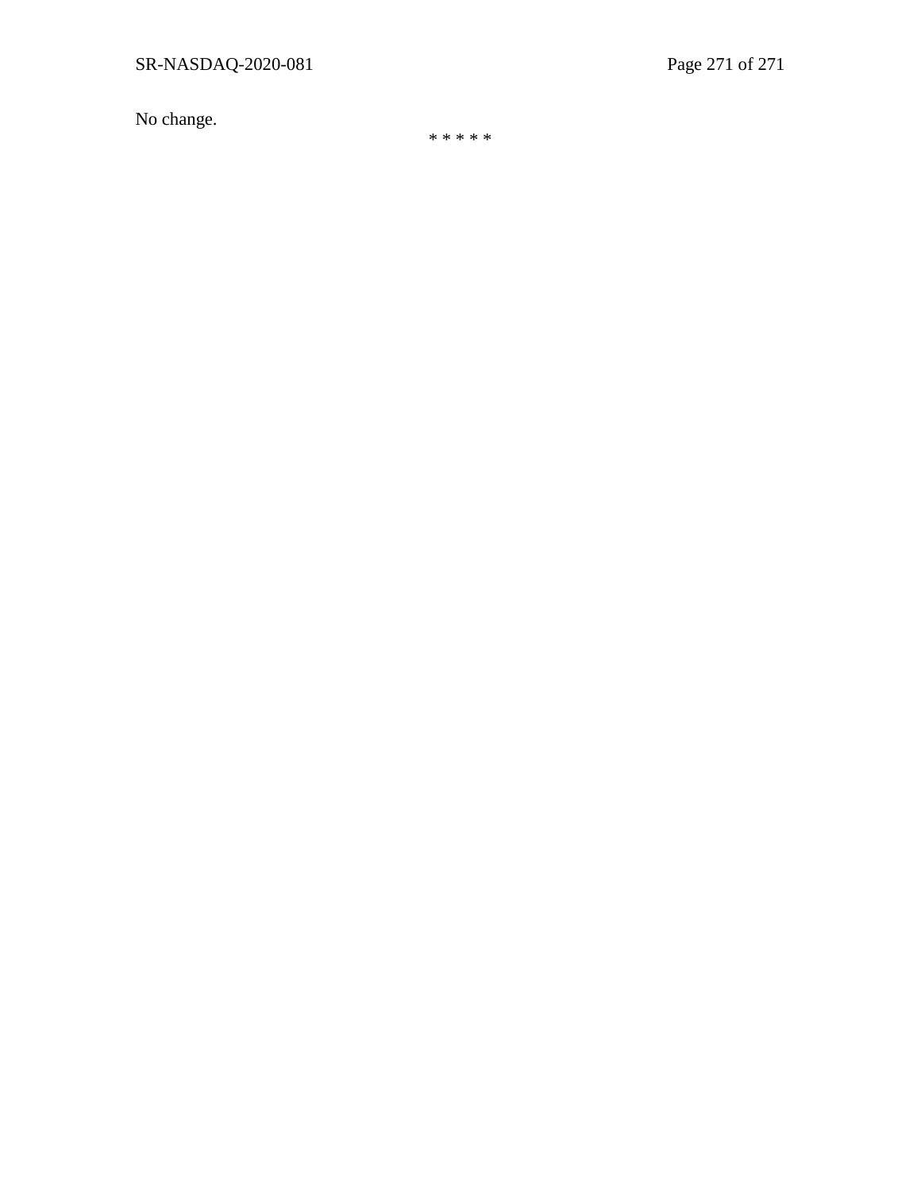No change.

* * * * *